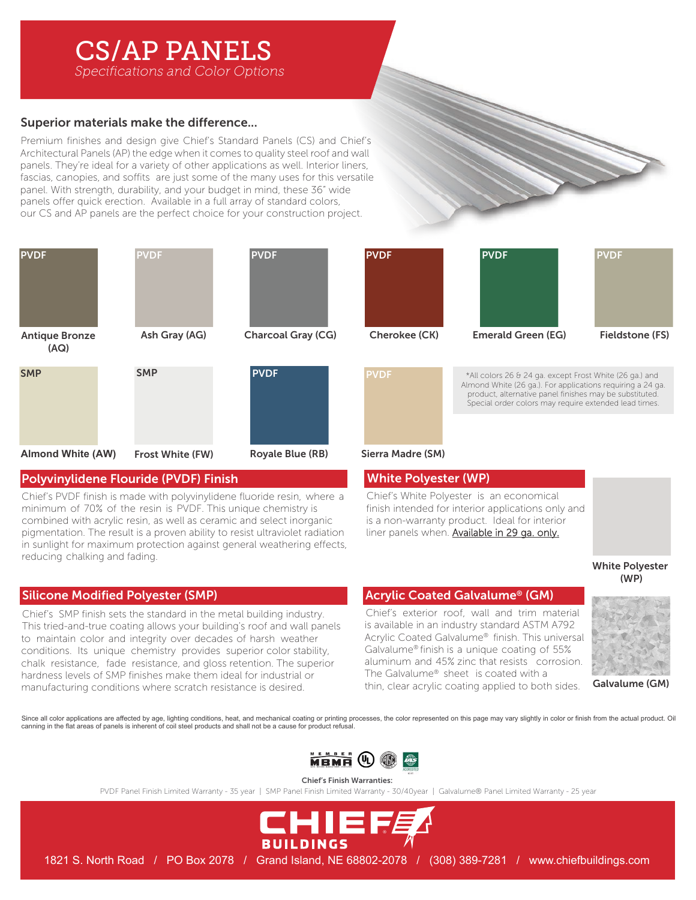# CS/AP PANELS

*Specifications and Color Options*

## Superior materials make the difference...

Premium finishes and design give Chief's Standard Panels (CS) and Chief's Architectural Panels (AP) the edge when it comes to quality steel roof and wall panels. They're ideal for a variety of other applications as well. Interior liners, fascias, canopies, and soffits are just some of the many uses for this versatile panel. With strength, durability, and your budget in mind, these 36" wide panels offer quick erection. Available in a full array of standard colors, our CS and AP panels are the perfect choice for your construction project.

| Finish | Color |
|---|---|
| PVDF | Antique Bronze (AQ) |
| PVDF | Ash Gray (AG) |
| PVDF | Charcoal Gray (CG) |
| PVDF | Cherokee (CK) |
| PVDF | Emerald Green (EG) |
| PVDF | Fieldstone (FS) |
| SMP | Almond White (AW) |
| SMP | Frost White (FW) |
| PVDF | Royale Blue (RB) |
| PVDF | Sierra Madre (SM) |

*All colors 26 & 24 ga. except Frost White (26 ga.) and Almond White (26 ga.). For applications requiring a 24 ga. product, alternative panel finishes may be substituted. Special order colors may require extended lead times.

## Polyvinylidene Flouride (PVDF) Finish

Chief's PVDF finish is made with polyvinylidene fluoride resin, where a minimum of 70% of the resin is PVDF. This unique chemistry is combined with acrylic resin, as well as ceramic and select inorganic pigmentation. The result is a proven ability to resist ultraviolet radiation in sunlight for maximum protection against general weathering effects, reducing chalking and fading.

## White Polyester (WP)

Chief's White Polyester is an economical finish intended for interior applications only and is a non-warranty product. Ideal for interior liner panels when. Available in 29 ga. only.

White Polyester (WP)

## Silicone Modified Polyester (SMP)

Chief's SMP finish sets the standard in the metal building industry. This tried-and-true coating allows your building's roof and wall panels to maintain color and integrity over decades of harsh weather conditions. Its unique chemistry provides superior color stability, chalk resistance, fade resistance, and gloss retention. The superior hardness levels of SMP finishes make them ideal for industrial or manufacturing conditions where scratch resistance is desired.

## Acrylic Coated Galvalume® (GM)

Chief's exterior roof, wall and trim material is available in an industry standard ASTM A792 Acrylic Coated Galvalume® finish. This universal Galvalume® finish is a unique coating of 55% aluminum and 45% zinc that resists corrosion. The Galvalume® sheet is coated with a thin, clear acrylic coating applied to both sides.

Galvalume (GM)

Since all color applications are affected by age, lighting conditions, heat, and mechanical coating or printing processes, the color represented on this page may vary slightly in color or finish from the actual product. Oil canning in the flat areas of panels is inherent of coil steel products and shall not be a cause for product refusal.

**Chief's Finish Warranties:**

PVDF Panel Finish Limited Warranty - 35 year | SMP Panel Finish Limited Warranty - 30/40year | Galvalume® Panel Limited Warranty - 25 year

CHIEF BUILDINGS

1821 S. North Road / PO Box 2078 / Grand Island, NE 68802-2078 / (308) 389-7281 / www.chiefbuildings.com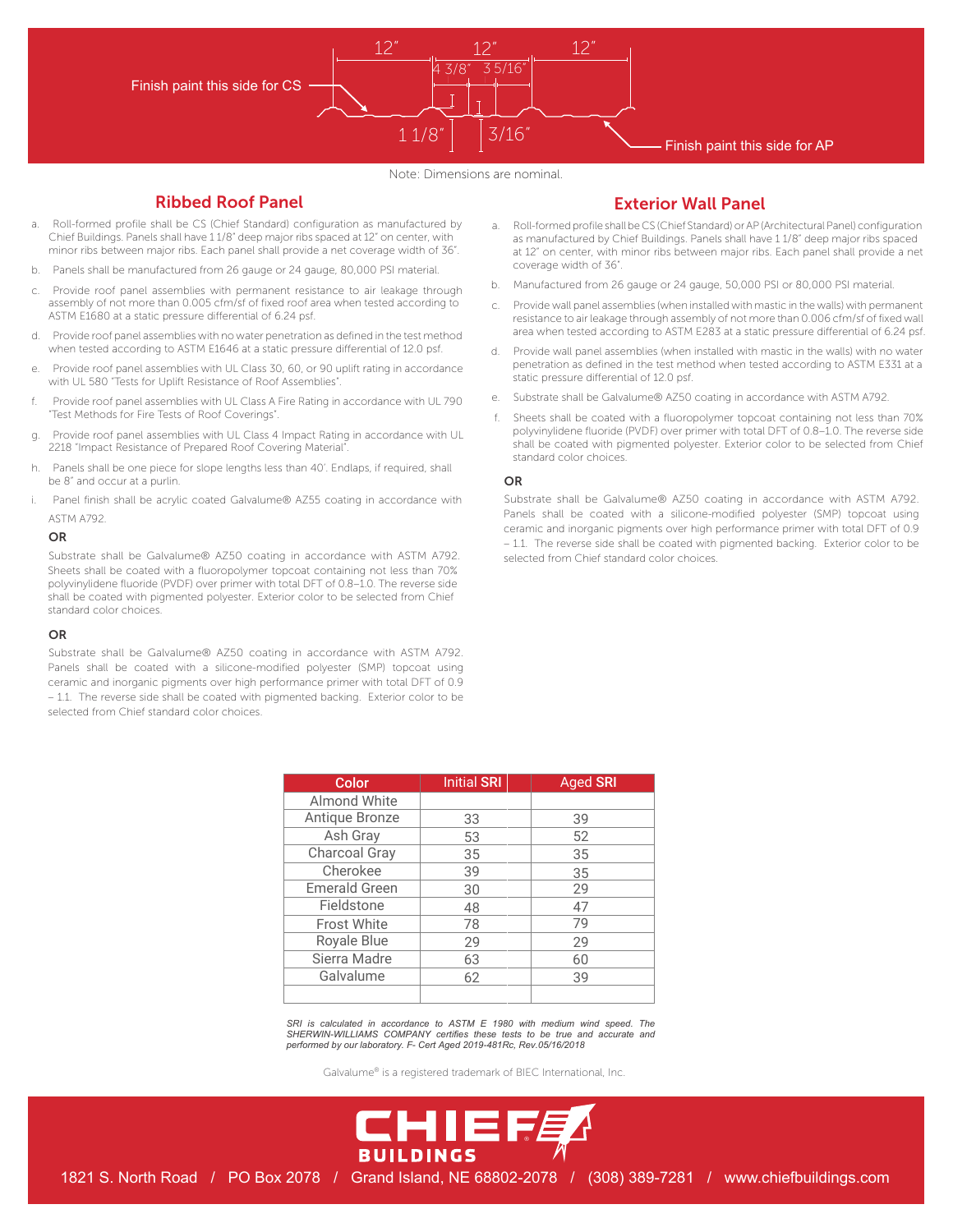12" 12" 12"

4 3/8" 3 5/16"

Finish paint this side for CS

1 1/8" 3/16"

Finish paint this side for AP

Note: Dimensions are nominal.

## Ribbed Roof Panel

a. Roll-formed profile shall be CS (Chief Standard) configuration as manufactured by Chief Buildings. Panels shall have 1 1/8" deep major ribs spaced at 12" on center, with minor ribs between major ribs. Each panel shall provide a net coverage width of 36".

b. Panels shall be manufactured from 26 gauge or 24 gauge, 80,000 PSI material.

c. Provide roof panel assemblies with permanent resistance to air leakage through assembly of not more than 0.005 cfm/sf of fixed roof area when tested according to ASTM E1680 at a static pressure differential of 6.24 psf.

d. Provide roof panel assemblies with no water penetration as defined in the test method when tested according to ASTM E1646 at a static pressure differential of 12.0 psf.

e. Provide roof panel assemblies with UL Class 30, 60, or 90 uplift rating in accordance with UL 580 "Tests for Uplift Resistance of Roof Assemblies".

f. Provide roof panel assemblies with UL Class A Fire Rating in accordance with UL 790 "Test Methods for Fire Tests of Roof Coverings".

g. Provide roof panel assemblies with UL Class 4 Impact Rating in accordance with UL 2218 "Impact Resistance of Prepared Roof Covering Material".

h. Panels shall be one piece for slope lengths less than 40'. Endlaps, if required, shall be 8" and occur at a purlin.

i. Panel finish shall be acrylic coated Galvalume® AZ55 coating in accordance with ASTM A792.

**OR**

Substrate shall be Galvalume® AZ50 coating in accordance with ASTM A792. Sheets shall be coated with a fluoropolymer topcoat containing not less than 70% polyvinylidene fluoride (PVDF) over primer with total DFT of 0.8–1.0. The reverse side shall be coated with pigmented polyester. Exterior color to be selected from Chief standard color choices.

**OR**

Substrate shall be Galvalume® AZ50 coating in accordance with ASTM A792. Panels shall be coated with a silicone-modified polyester (SMP) topcoat using ceramic and inorganic pigments over high performance primer with total DFT of 0.9 – 1.1. The reverse side shall be coated with pigmented backing. Exterior color to be selected from Chief standard color choices.

## Exterior Wall Panel

a. Roll-formed profile shall be CS (Chief Standard) or AP (Architectural Panel) configuration as manufactured by Chief Buildings. Panels shall have 1 1/8" deep major ribs spaced at 12" on center, with minor ribs between major ribs. Each panel shall provide a net coverage width of 36".

b. Manufactured from 26 gauge or 24 gauge, 50,000 PSI or 80,000 PSI material.

c. Provide wall panel assemblies (when installed with mastic in the walls) with permanent resistance to air leakage through assembly of not more than 0.006 cfm/sf of fixed wall area when tested according to ASTM E283 at a static pressure differential of 6.24 psf.

d. Provide wall panel assemblies (when installed with mastic in the walls) with no water penetration as defined in the test method when tested according to ASTM E331 at a static pressure differential of 12.0 psf.

e. Substrate shall be Galvalume® AZ50 coating in accordance with ASTM A792.

f. Sheets shall be coated with a fluoropolymer topcoat containing not less than 70% polyvinylidene fluoride (PVDF) over primer with total DFT of 0.8–1.0. The reverse side shall be coated with pigmented polyester. Exterior color to be selected from Chief standard color choices.

**OR**

Substrate shall be Galvalume® AZ50 coating in accordance with ASTM A792. Panels shall be coated with a silicone-modified polyester (SMP) topcoat using ceramic and inorganic pigments over high performance primer with total DFT of 0.9 – 1.1. The reverse side shall be coated with pigmented backing. Exterior color to be selected from Chief standard color choices.

| Color | Initial SRI | Aged SRI |
|---|---|---|
| Almond White | | |
| Antique Bronze | 33 | 39 |
| Ash Gray | 53 | 52 |
| Charcoal Gray | 35 | 35 |
| Cherokee | 39 | 35 |
| Emerald Green | 30 | 29 |
| Fieldstone | 48 | 47 |
| Frost White | 78 | 79 |
| Royale Blue | 29 | 29 |
| Sierra Madre | 63 | 60 |
| Galvalume | 62 | 39 |
| | | |

*SRI is calculated in accordance to ASTM E 1980 with medium wind speed. The SHERWIN-WILLIAMS COMPANY certifies these tests to be true and accurate and performed by our laboratory. F- Cert Aged 2019-481Rc, Rev.05/16/2018*

Galvalume® is a registered trademark of BIEC International, Inc.

CHIEF BUILDINGS

1821 S. North Road / PO Box 2078 / Grand Island, NE 68802-2078 / (308) 389-7281 / www.chiefbuildings.com